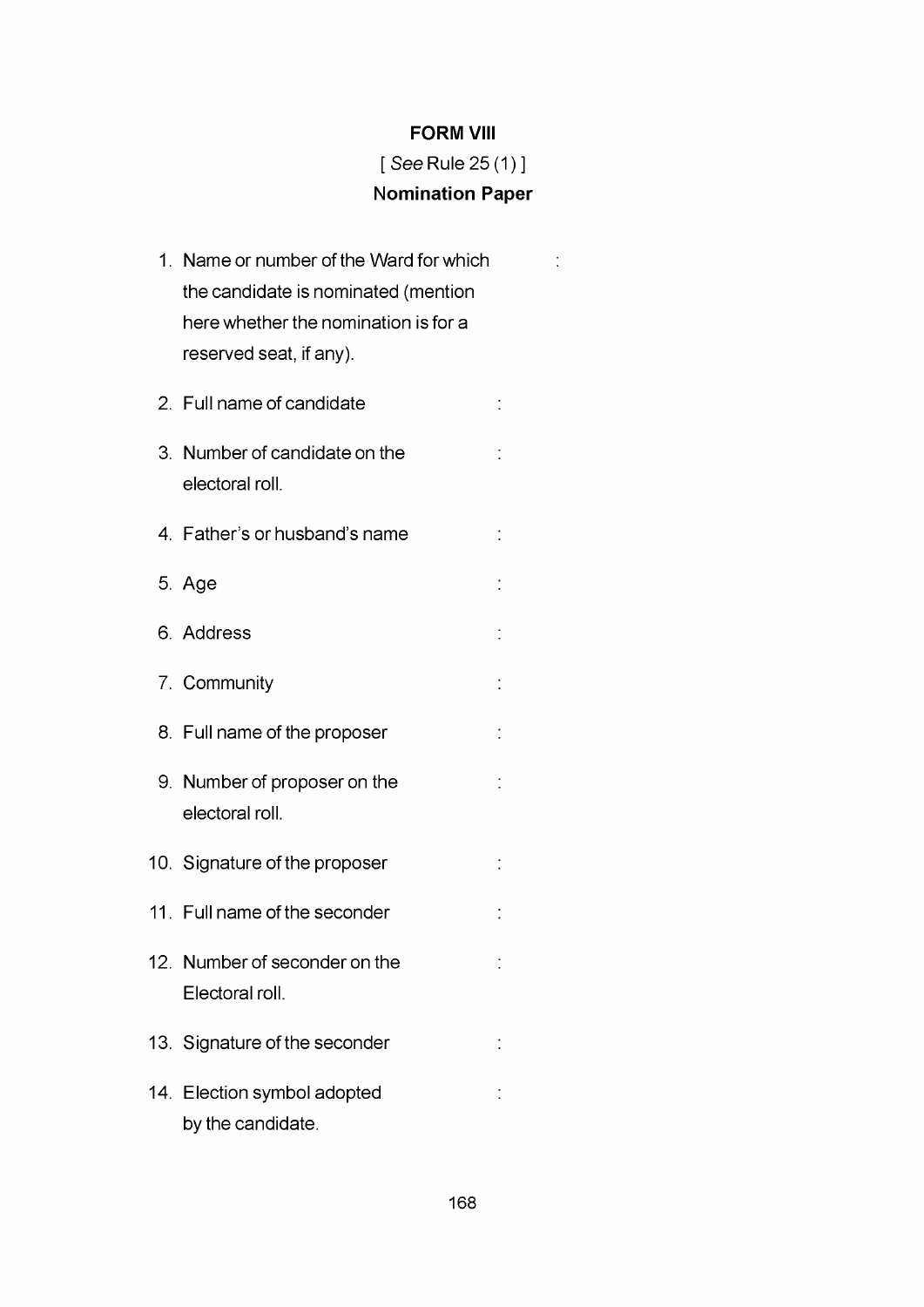**FORM VIII**

[ *See* Rule 25 (1) ]

**Nomination Paper**

1. Name or number of the Ward for which the candidate is nominated (mention here whether the nomination is for a reserved seat, if any). :
2. Full name of candidate :
3. Number of candidate on the electoral roll. :
4. Father's or husband's name :
5. Age :
6. Address :
7. Community :
8. Full name of the proposer :
9. Number of proposer on the electoral roll. :
10. Signature of the proposer :
11. Full name of the seconder :
12. Number of seconder on the Electoral roll. :
13. Signature of the seconder :
14. Election symbol adopted by the candidate. :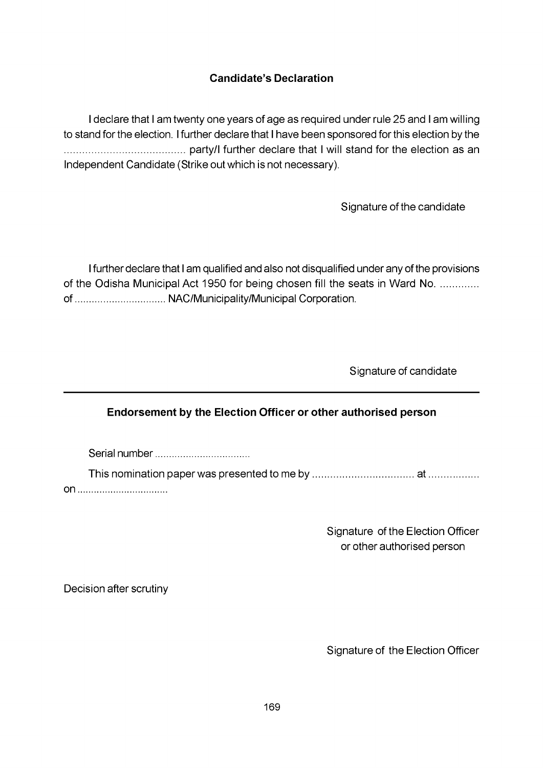## Candidate's Declaration

I declare that I am twenty one years of age as required under rule 25 and I am willing to stand for the election. I further declare that I have been sponsored for this election by the ........................................ party/I further declare that I will stand for the election as an Independent Candidate (Strike out which is not necessary).

Signature of the candidate

I further declare that I am qualified and also not disqualified under any of the provisions of the Odisha Municipal Act 1950 for being chosen fill the seats in Ward No. ............. of ................................ NAC/Municipality/Municipal Corporation.

Signature of candidate

---

## Endorsement by the Election Officer or other authorised person

Serial number ..................................

This nomination paper was presented to me by .................................. at ................. on .................................

Signature of the Election Officer or other authorised person

Decision after scrutiny

Signature of the Election Officer